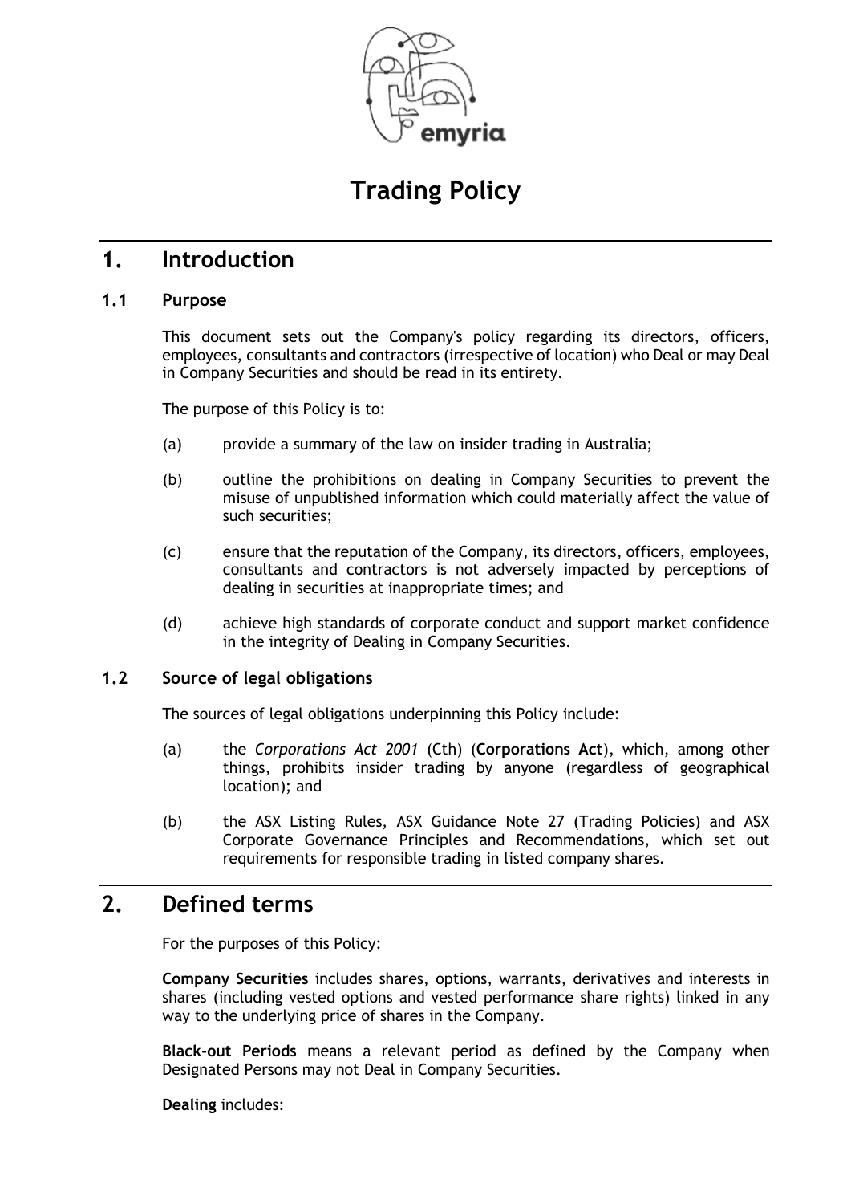# Trading Policy

## 1. Introduction

### 1.1 Purpose

This document sets out the Company's policy regarding its directors, officers, employees, consultants and contractors (irrespective of location) who Deal or may Deal in Company Securities and should be read in its entirety.

The purpose of this Policy is to:

(a) provide a summary of the law on insider trading in Australia;

(b) outline the prohibitions on dealing in Company Securities to prevent the misuse of unpublished information which could materially affect the value of such securities;

(c) ensure that the reputation of the Company, its directors, officers, employees, consultants and contractors is not adversely impacted by perceptions of dealing in securities at inappropriate times; and

(d) achieve high standards of corporate conduct and support market confidence in the integrity of Dealing in Company Securities.

### 1.2 Source of legal obligations

The sources of legal obligations underpinning this Policy include:

(a) the *Corporations Act 2001* (Cth) (**Corporations Act**), which, among other things, prohibits insider trading by anyone (regardless of geographical location); and

(b) the ASX Listing Rules, ASX Guidance Note 27 (Trading Policies) and ASX Corporate Governance Principles and Recommendations, which set out requirements for responsible trading in listed company shares.

## 2. Defined terms

For the purposes of this Policy:

**Company Securities** includes shares, options, warrants, derivatives and interests in shares (including vested options and vested performance share rights) linked in any way to the underlying price of shares in the Company.

**Black-out Periods** means a relevant period as defined by the Company when Designated Persons may not Deal in Company Securities.

**Dealing** includes: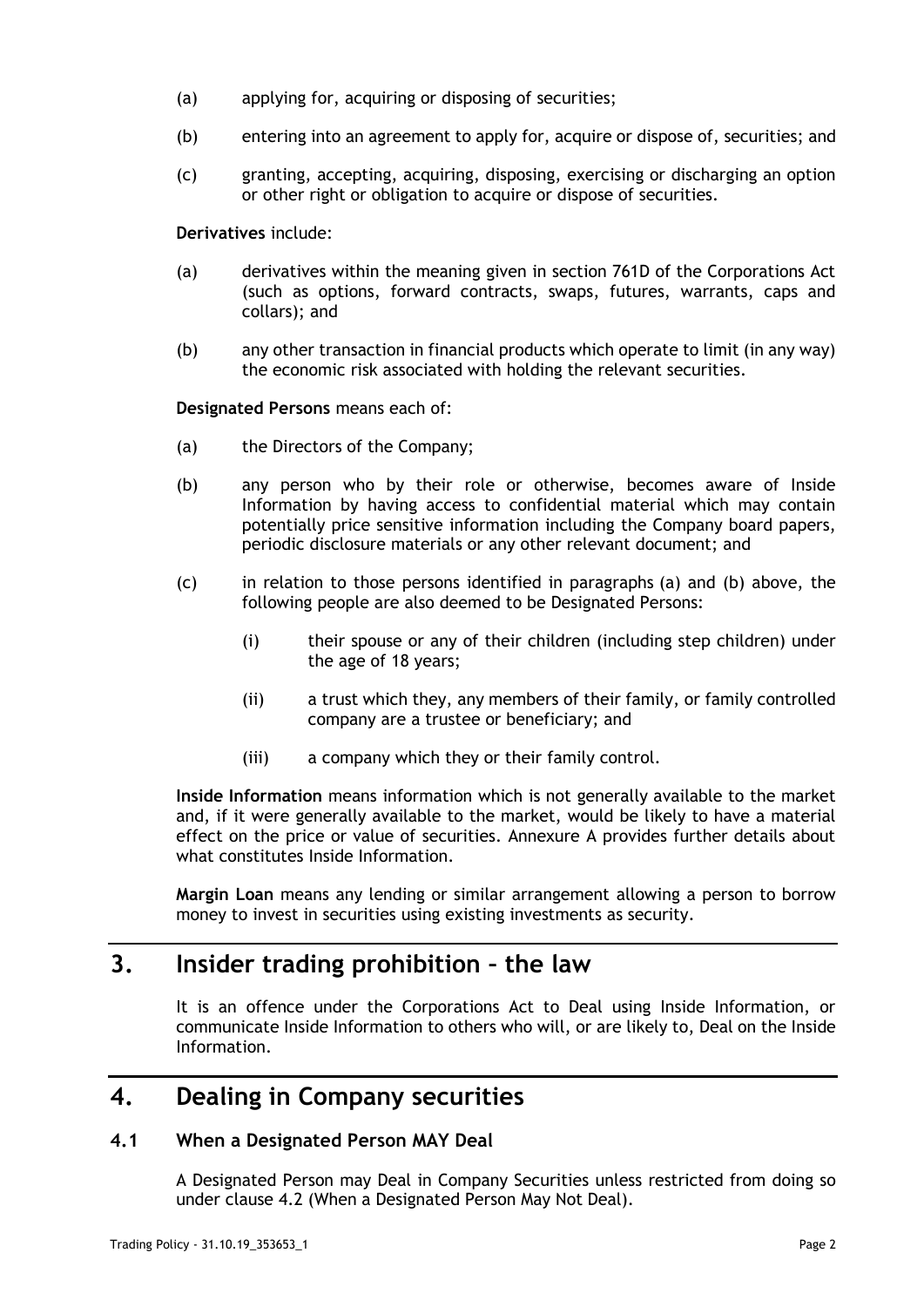(a) applying for, acquiring or disposing of securities;

(b) entering into an agreement to apply for, acquire or dispose of, securities; and

(c) granting, accepting, acquiring, disposing, exercising or discharging an option or other right or obligation to acquire or dispose of securities.

**Derivatives** include:

(a) derivatives within the meaning given in section 761D of the Corporations Act (such as options, forward contracts, swaps, futures, warrants, caps and collars); and

(b) any other transaction in financial products which operate to limit (in any way) the economic risk associated with holding the relevant securities.

**Designated Persons** means each of:

(a) the Directors of the Company;

(b) any person who by their role or otherwise, becomes aware of Inside Information by having access to confidential material which may contain potentially price sensitive information including the Company board papers, periodic disclosure materials or any other relevant document; and

(c) in relation to those persons identified in paragraphs (a) and (b) above, the following people are also deemed to be Designated Persons:

   (i) their spouse or any of their children (including step children) under the age of 18 years;

   (ii) a trust which they, any members of their family, or family controlled company are a trustee or beneficiary; and

   (iii) a company which they or their family control.

**Inside Information** means information which is not generally available to the market and, if it were generally available to the market, would be likely to have a material effect on the price or value of securities. Annexure A provides further details about what constitutes Inside Information.

**Margin Loan** means any lending or similar arrangement allowing a person to borrow money to invest in securities using existing investments as security.

# 3. Insider trading prohibition – the law

It is an offence under the Corporations Act to Deal using Inside Information, or communicate Inside Information to others who will, or are likely to, Deal on the Inside Information.

# 4. Dealing in Company securities

## 4.1 When a Designated Person MAY Deal

A Designated Person may Deal in Company Securities unless restricted from doing so under clause 4.2 (When a Designated Person May Not Deal).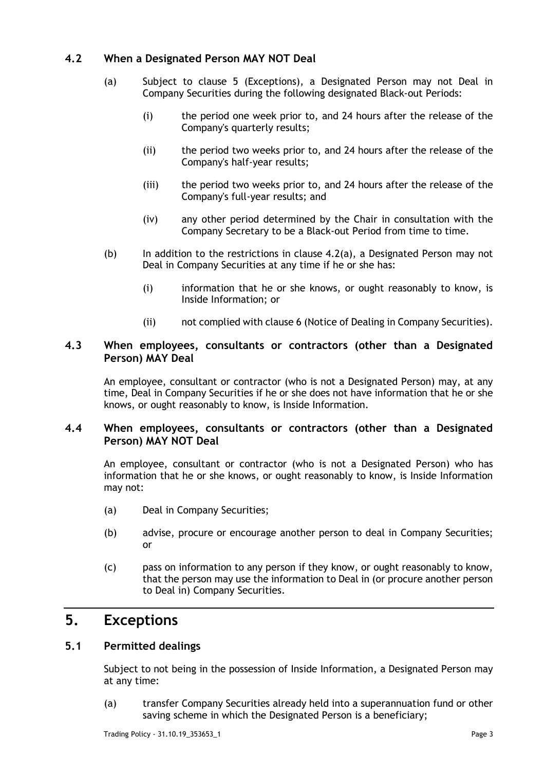### 4.2 When a Designated Person MAY NOT Deal

(a) Subject to clause 5 (Exceptions), a Designated Person may not Deal in Company Securities during the following designated Black-out Periods:

(i) the period one week prior to, and 24 hours after the release of the Company's quarterly results;

(ii) the period two weeks prior to, and 24 hours after the release of the Company's half-year results;

(iii) the period two weeks prior to, and 24 hours after the release of the Company's full-year results; and

(iv) any other period determined by the Chair in consultation with the Company Secretary to be a Black-out Period from time to time.

(b) In addition to the restrictions in clause 4.2(a), a Designated Person may not Deal in Company Securities at any time if he or she has:

(i) information that he or she knows, or ought reasonably to know, is Inside Information; or

(ii) not complied with clause 6 (Notice of Dealing in Company Securities).

### 4.3 When employees, consultants or contractors (other than a Designated Person) MAY Deal

An employee, consultant or contractor (who is not a Designated Person) may, at any time, Deal in Company Securities if he or she does not have information that he or she knows, or ought reasonably to know, is Inside Information.

### 4.4 When employees, consultants or contractors (other than a Designated Person) MAY NOT Deal

An employee, consultant or contractor (who is not a Designated Person) who has information that he or she knows, or ought reasonably to know, is Inside Information may not:

(a) Deal in Company Securities;

(b) advise, procure or encourage another person to deal in Company Securities; or

(c) pass on information to any person if they know, or ought reasonably to know, that the person may use the information to Deal in (or procure another person to Deal in) Company Securities.

## 5. Exceptions

### 5.1 Permitted dealings

Subject to not being in the possession of Inside Information, a Designated Person may at any time:

(a) transfer Company Securities already held into a superannuation fund or other saving scheme in which the Designated Person is a beneficiary;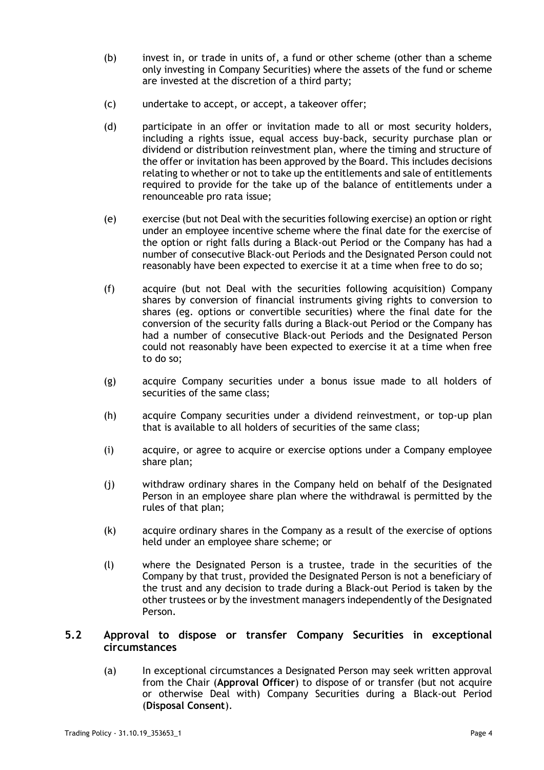(b) invest in, or trade in units of, a fund or other scheme (other than a scheme only investing in Company Securities) where the assets of the fund or scheme are invested at the discretion of a third party;

(c) undertake to accept, or accept, a takeover offer;

(d) participate in an offer or invitation made to all or most security holders, including a rights issue, equal access buy-back, security purchase plan or dividend or distribution reinvestment plan, where the timing and structure of the offer or invitation has been approved by the Board. This includes decisions relating to whether or not to take up the entitlements and sale of entitlements required to provide for the take up of the balance of entitlements under a renounceable pro rata issue;

(e) exercise (but not Deal with the securities following exercise) an option or right under an employee incentive scheme where the final date for the exercise of the option or right falls during a Black-out Period or the Company has had a number of consecutive Black-out Periods and the Designated Person could not reasonably have been expected to exercise it at a time when free to do so;

(f) acquire (but not Deal with the securities following acquisition) Company shares by conversion of financial instruments giving rights to conversion to shares (eg. options or convertible securities) where the final date for the conversion of the security falls during a Black-out Period or the Company has had a number of consecutive Black-out Periods and the Designated Person could not reasonably have been expected to exercise it at a time when free to do so;

(g) acquire Company securities under a bonus issue made to all holders of securities of the same class;

(h) acquire Company securities under a dividend reinvestment, or top-up plan that is available to all holders of securities of the same class;

(i) acquire, or agree to acquire or exercise options under a Company employee share plan;

(j) withdraw ordinary shares in the Company held on behalf of the Designated Person in an employee share plan where the withdrawal is permitted by the rules of that plan;

(k) acquire ordinary shares in the Company as a result of the exercise of options held under an employee share scheme; or

(l) where the Designated Person is a trustee, trade in the securities of the Company by that trust, provided the Designated Person is not a beneficiary of the trust and any decision to trade during a Black-out Period is taken by the other trustees or by the investment managers independently of the Designated Person.

## 5.2 Approval to dispose or transfer Company Securities in exceptional circumstances

(a) In exceptional circumstances a Designated Person may seek written approval from the Chair (**Approval Officer**) to dispose of or transfer (but not acquire or otherwise Deal with) Company Securities during a Black-out Period (**Disposal Consent**).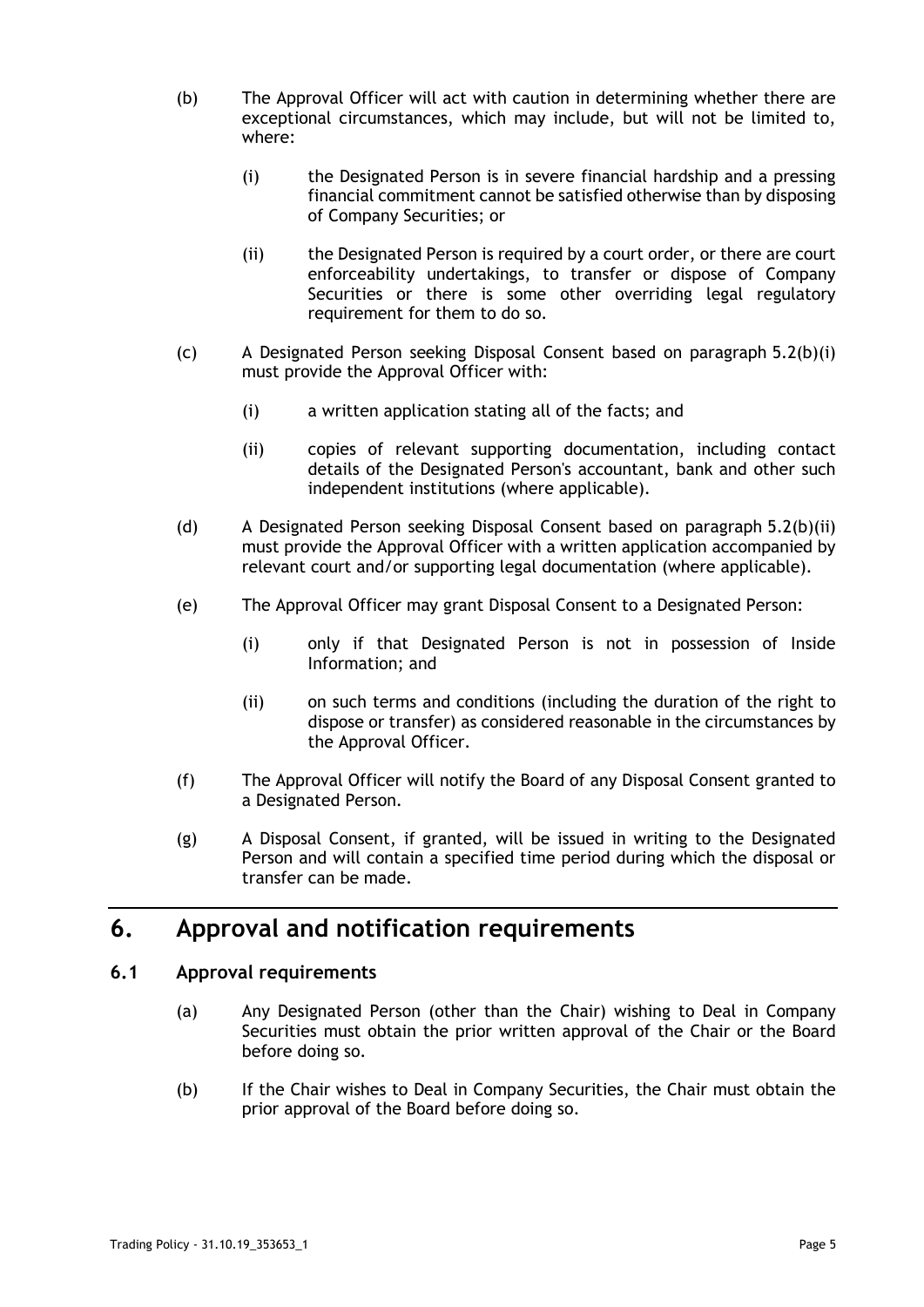(b) The Approval Officer will act with caution in determining whether there are exceptional circumstances, which may include, but will not be limited to, where:

  (i) the Designated Person is in severe financial hardship and a pressing financial commitment cannot be satisfied otherwise than by disposing of Company Securities; or

  (ii) the Designated Person is required by a court order, or there are court enforceability undertakings, to transfer or dispose of Company Securities or there is some other overriding legal regulatory requirement for them to do so.

(c) A Designated Person seeking Disposal Consent based on paragraph 5.2(b)(i) must provide the Approval Officer with:

  (i) a written application stating all of the facts; and

  (ii) copies of relevant supporting documentation, including contact details of the Designated Person's accountant, bank and other such independent institutions (where applicable).

(d) A Designated Person seeking Disposal Consent based on paragraph 5.2(b)(ii) must provide the Approval Officer with a written application accompanied by relevant court and/or supporting legal documentation (where applicable).

(e) The Approval Officer may grant Disposal Consent to a Designated Person:

  (i) only if that Designated Person is not in possession of Inside Information; and

  (ii) on such terms and conditions (including the duration of the right to dispose or transfer) as considered reasonable in the circumstances by the Approval Officer.

(f) The Approval Officer will notify the Board of any Disposal Consent granted to a Designated Person.

(g) A Disposal Consent, if granted, will be issued in writing to the Designated Person and will contain a specified time period during which the disposal or transfer can be made.

# 6. Approval and notification requirements

## 6.1 Approval requirements

(a) Any Designated Person (other than the Chair) wishing to Deal in Company Securities must obtain the prior written approval of the Chair or the Board before doing so.

(b) If the Chair wishes to Deal in Company Securities, the Chair must obtain the prior approval of the Board before doing so.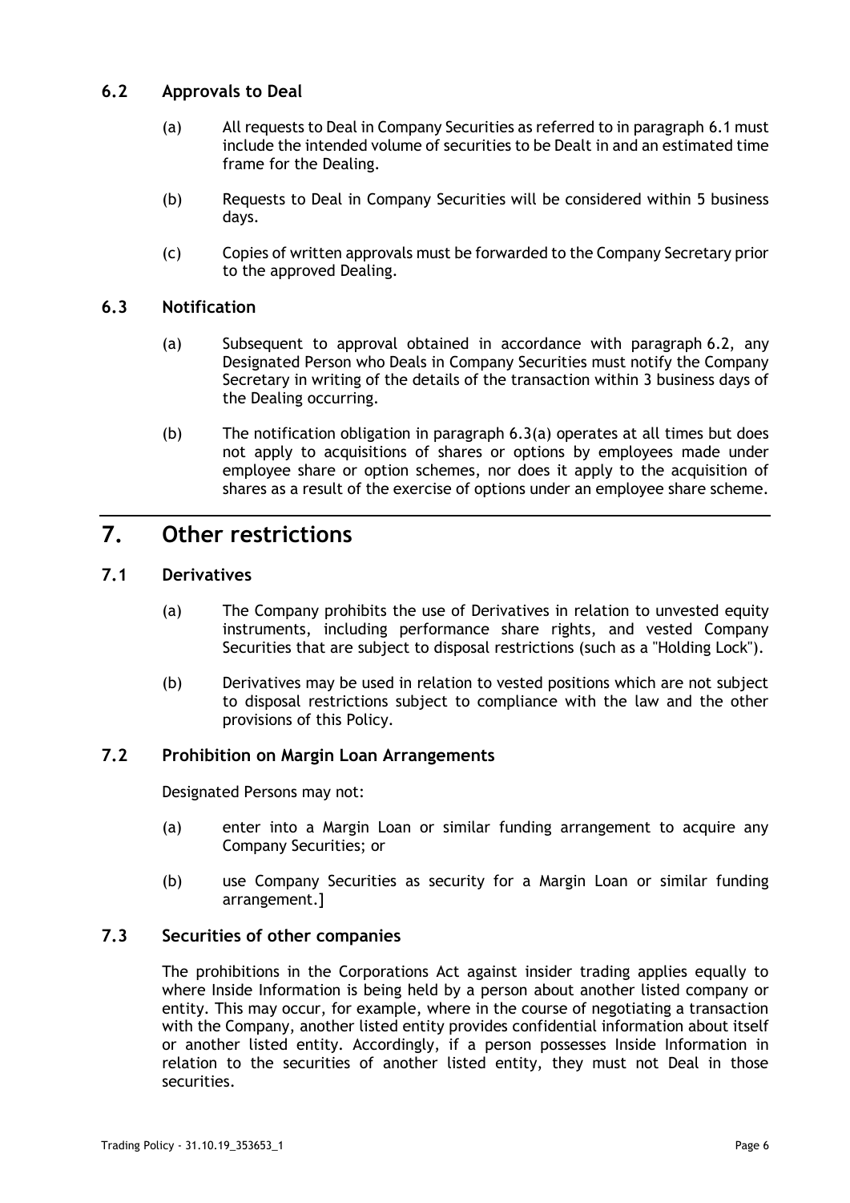### 6.2 Approvals to Deal

(a) All requests to Deal in Company Securities as referred to in paragraph 6.1 must include the intended volume of securities to be Dealt in and an estimated time frame for the Dealing.

(b) Requests to Deal in Company Securities will be considered within 5 business days.

(c) Copies of written approvals must be forwarded to the Company Secretary prior to the approved Dealing.

### 6.3 Notification

(a) Subsequent to approval obtained in accordance with paragraph 6.2, any Designated Person who Deals in Company Securities must notify the Company Secretary in writing of the details of the transaction within 3 business days of the Dealing occurring.

(b) The notification obligation in paragraph 6.3(a) operates at all times but does not apply to acquisitions of shares or options by employees made under employee share or option schemes, nor does it apply to the acquisition of shares as a result of the exercise of options under an employee share scheme.

## 7. Other restrictions

### 7.1 Derivatives

(a) The Company prohibits the use of Derivatives in relation to unvested equity instruments, including performance share rights, and vested Company Securities that are subject to disposal restrictions (such as a "Holding Lock").

(b) Derivatives may be used in relation to vested positions which are not subject to disposal restrictions subject to compliance with the law and the other provisions of this Policy.

### 7.2 Prohibition on Margin Loan Arrangements

Designated Persons may not:

(a) enter into a Margin Loan or similar funding arrangement to acquire any Company Securities; or

(b) use Company Securities as security for a Margin Loan or similar funding arrangement.]

### 7.3 Securities of other companies

The prohibitions in the Corporations Act against insider trading applies equally to where Inside Information is being held by a person about another listed company or entity. This may occur, for example, where in the course of negotiating a transaction with the Company, another listed entity provides confidential information about itself or another listed entity. Accordingly, if a person possesses Inside Information in relation to the securities of another listed entity, they must not Deal in those securities.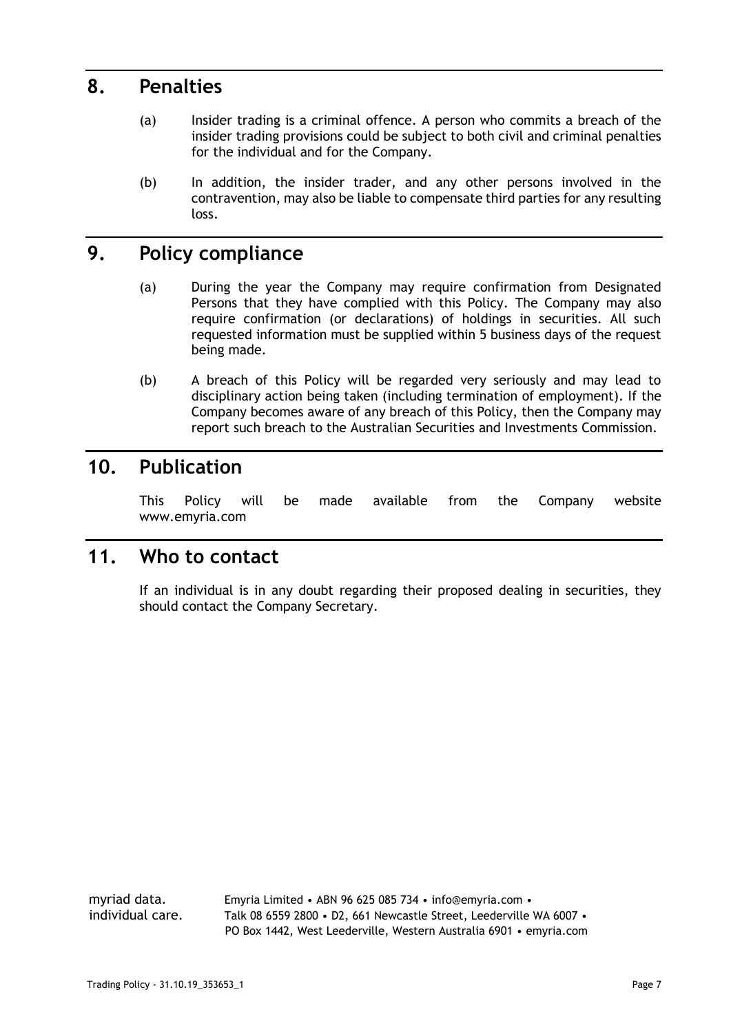## 8. Penalties

(a) Insider trading is a criminal offence. A person who commits a breach of the insider trading provisions could be subject to both civil and criminal penalties for the individual and for the Company.

(b) In addition, the insider trader, and any other persons involved in the contravention, may also be liable to compensate third parties for any resulting loss.

## 9. Policy compliance

(a) During the year the Company may require confirmation from Designated Persons that they have complied with this Policy. The Company may also require confirmation (or declarations) of holdings in securities. All such requested information must be supplied within 5 business days of the request being made.

(b) A breach of this Policy will be regarded very seriously and may lead to disciplinary action being taken (including termination of employment). If the Company becomes aware of any breach of this Policy, then the Company may report such breach to the Australian Securities and Investments Commission.

## 10. Publication

This Policy will be made available from the Company website www.emyria.com

## 11. Who to contact

If an individual is in any doubt regarding their proposed dealing in securities, they should contact the Company Secretary.

myriad data.
individual care.

Emyria Limited • ABN 96 625 085 734 • info@emyria.com •
Talk 08 6559 2800 • D2, 661 Newcastle Street, Leederville WA 6007 •
PO Box 1442, West Leederville, Western Australia 6901 • emyria.com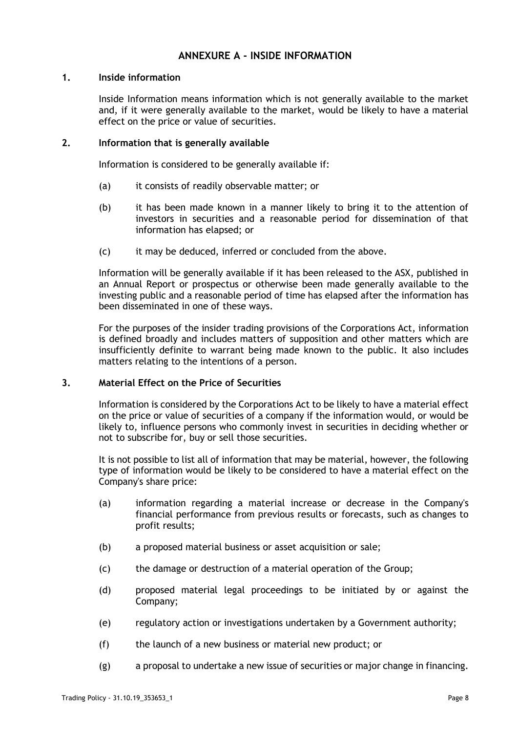# ANNEXURE A - INSIDE INFORMATION

## 1. Inside information

Inside Information means information which is not generally available to the market and, if it were generally available to the market, would be likely to have a material effect on the price or value of securities.

## 2. Information that is generally available

Information is considered to be generally available if:

(a) it consists of readily observable matter; or

(b) it has been made known in a manner likely to bring it to the attention of investors in securities and a reasonable period for dissemination of that information has elapsed; or

(c) it may be deduced, inferred or concluded from the above.

Information will be generally available if it has been released to the ASX, published in an Annual Report or prospectus or otherwise been made generally available to the investing public and a reasonable period of time has elapsed after the information has been disseminated in one of these ways.

For the purposes of the insider trading provisions of the Corporations Act, information is defined broadly and includes matters of supposition and other matters which are insufficiently definite to warrant being made known to the public. It also includes matters relating to the intentions of a person.

## 3. Material Effect on the Price of Securities

Information is considered by the Corporations Act to be likely to have a material effect on the price or value of securities of a company if the information would, or would be likely to, influence persons who commonly invest in securities in deciding whether or not to subscribe for, buy or sell those securities.

It is not possible to list all of information that may be material, however, the following type of information would be likely to be considered to have a material effect on the Company's share price:

(a) information regarding a material increase or decrease in the Company's financial performance from previous results or forecasts, such as changes to profit results;

(b) a proposed material business or asset acquisition or sale;

(c) the damage or destruction of a material operation of the Group;

(d) proposed material legal proceedings to be initiated by or against the Company;

(e) regulatory action or investigations undertaken by a Government authority;

(f) the launch of a new business or material new product; or

(g) a proposal to undertake a new issue of securities or major change in financing.